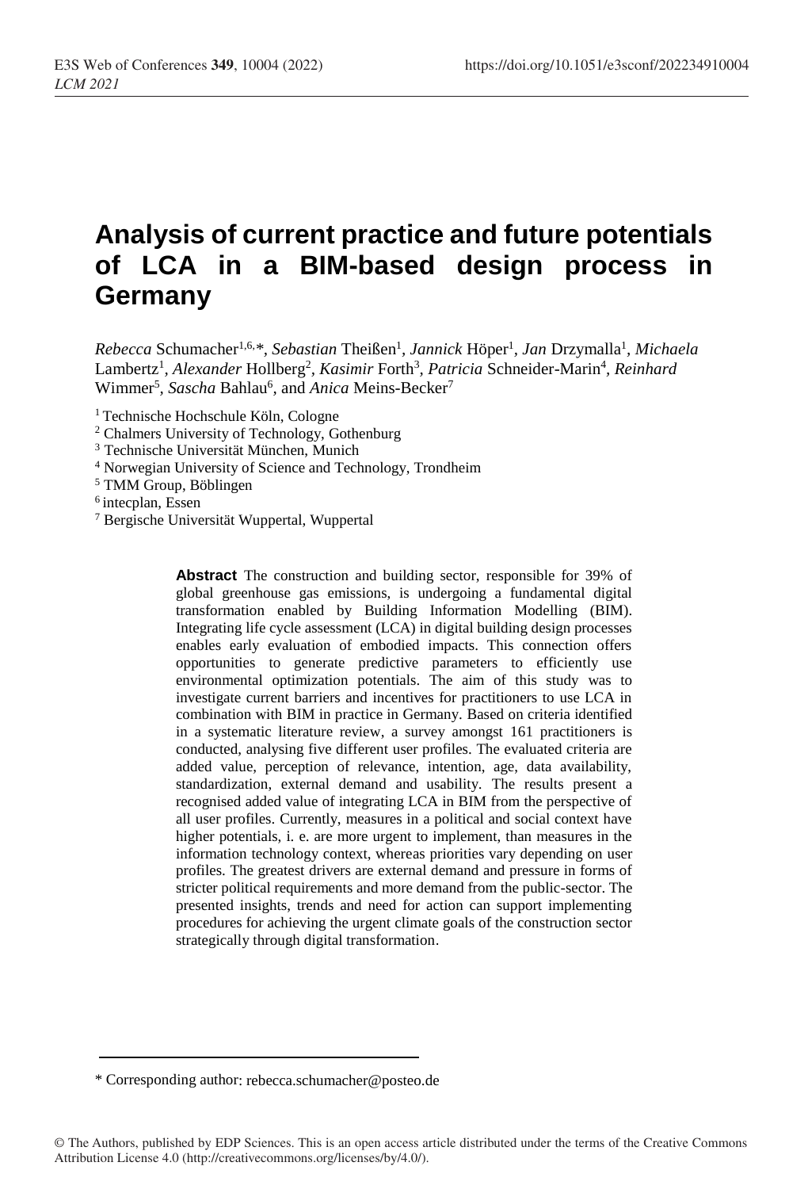# Analysis of current practice and future potentials of LCA in a BIM-based design process in Germany

*Rebecca* Schumacher[1,6,*], *Sebastian* Theißen[1], *Jannick* Höper[1], *Jan* Drzymalla[1], *Michaela* Lambertz[1], *Alexander* Hollberg[2], *Kasimir* Forth[3], *Patricia* Schneider-Marin[4], *Reinhard* Wimmer[5], *Sascha* Bahlau[6], and *Anica* Meins-Becker[7]

[1] Technische Hochschule Köln, Cologne
[2] Chalmers University of Technology, Gothenburg
[3] Technische Universität München, Munich
[4] Norwegian University of Science and Technology, Trondheim
[5] TMM Group, Böblingen
[6] intecplan, Essen
[7] Bergische Universität Wuppertal, Wuppertal

**Abstract** The construction and building sector, responsible for 39% of global greenhouse gas emissions, is undergoing a fundamental digital transformation enabled by Building Information Modelling (BIM). Integrating life cycle assessment (LCA) in digital building design processes enables early evaluation of embodied impacts. This connection offers opportunities to generate predictive parameters to efficiently use environmental optimization potentials. The aim of this study was to investigate current barriers and incentives for practitioners to use LCA in combination with BIM in practice in Germany. Based on criteria identified in a systematic literature review, a survey amongst 161 practitioners is conducted, analysing five different user profiles. The evaluated criteria are added value, perception of relevance, intention, age, data availability, standardization, external demand and usability. The results present a recognised added value of integrating LCA in BIM from the perspective of all user profiles. Currently, measures in a political and social context have higher potentials, i. e. are more urgent to implement, than measures in the information technology context, whereas priorities vary depending on user profiles. The greatest drivers are external demand and pressure in forms of stricter political requirements and more demand from the public-sector. The presented insights, trends and need for action can support implementing procedures for achieving the urgent climate goals of the construction sector strategically through digital transformation.

* Corresponding author: rebecca.schumacher@posteo.de

© The Authors, published by EDP Sciences. This is an open access article distributed under the terms of the Creative Commons Attribution License 4.0 (http://creativecommons.org/licenses/by/4.0/).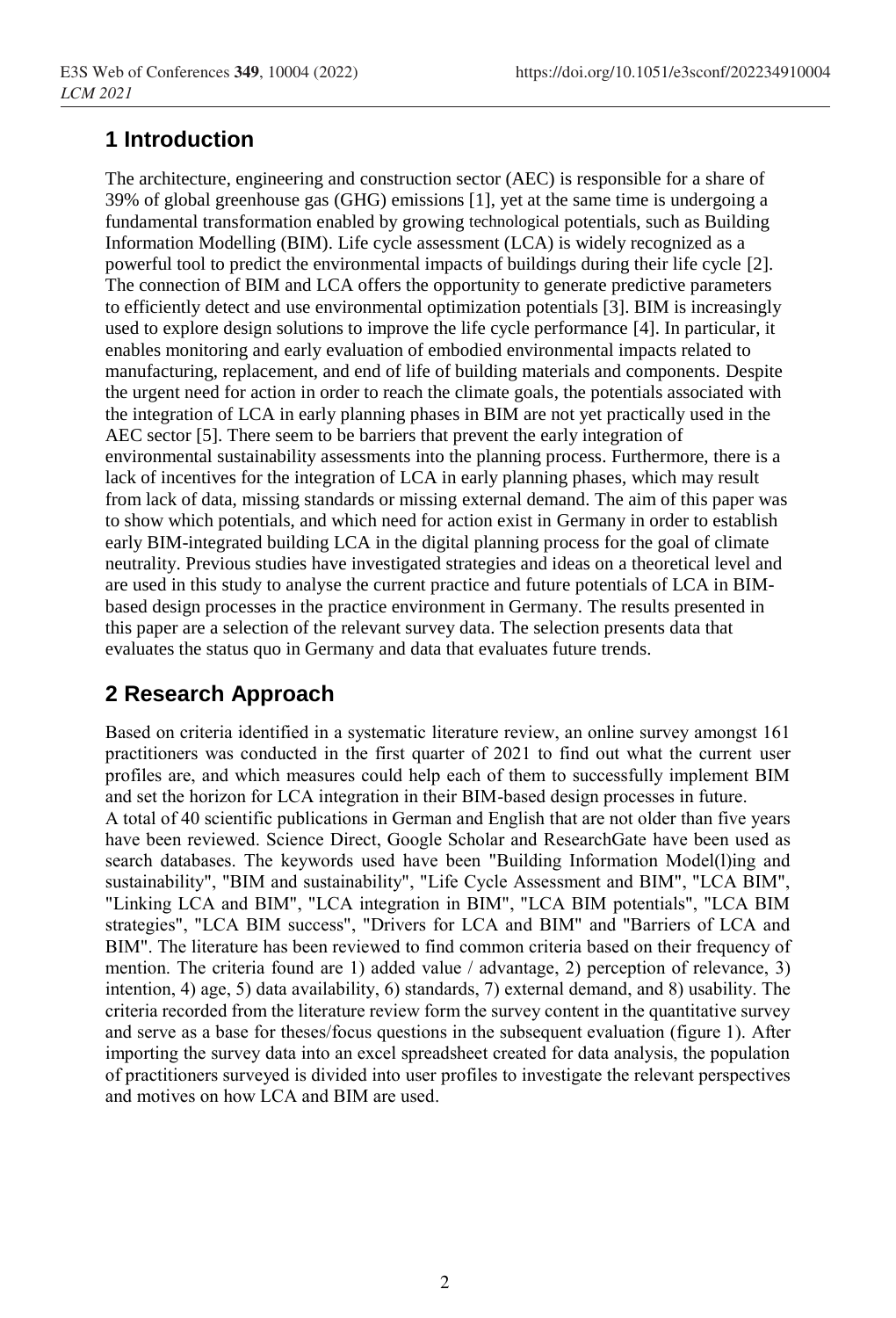## 1 Introduction

The architecture, engineering and construction sector (AEC) is responsible for a share of 39% of global greenhouse gas (GHG) emissions [1], yet at the same time is undergoing a fundamental transformation enabled by growing technological potentials, such as Building Information Modelling (BIM). Life cycle assessment (LCA) is widely recognized as a powerful tool to predict the environmental impacts of buildings during their life cycle [2]. The connection of BIM and LCA offers the opportunity to generate predictive parameters to efficiently detect and use environmental optimization potentials [3]. BIM is increasingly used to explore design solutions to improve the life cycle performance [4]. In particular, it enables monitoring and early evaluation of embodied environmental impacts related to manufacturing, replacement, and end of life of building materials and components. Despite the urgent need for action in order to reach the climate goals, the potentials associated with the integration of LCA in early planning phases in BIM are not yet practically used in the AEC sector [5]. There seem to be barriers that prevent the early integration of environmental sustainability assessments into the planning process. Furthermore, there is a lack of incentives for the integration of LCA in early planning phases, which may result from lack of data, missing standards or missing external demand. The aim of this paper was to show which potentials, and which need for action exist in Germany in order to establish early BIM-integrated building LCA in the digital planning process for the goal of climate neutrality. Previous studies have investigated strategies and ideas on a theoretical level and are used in this study to analyse the current practice and future potentials of LCA in BIM-based design processes in the practice environment in Germany. The results presented in this paper are a selection of the relevant survey data. The selection presents data that evaluates the status quo in Germany and data that evaluates future trends.

## 2 Research Approach

Based on criteria identified in a systematic literature review, an online survey amongst 161 practitioners was conducted in the first quarter of 2021 to find out what the current user profiles are, and which measures could help each of them to successfully implement BIM and set the horizon for LCA integration in their BIM-based design processes in future.

A total of 40 scientific publications in German and English that are not older than five years have been reviewed. Science Direct, Google Scholar and ResearchGate have been used as search databases. The keywords used have been "Building Information Model(l)ing and sustainability", "BIM and sustainability", "Life Cycle Assessment and BIM", "LCA BIM", "Linking LCA and BIM", "LCA integration in BIM", "LCA BIM potentials", "LCA BIM strategies", "LCA BIM success", "Drivers for LCA and BIM" and "Barriers of LCA and BIM". The literature has been reviewed to find common criteria based on their frequency of mention. The criteria found are 1) added value / advantage, 2) perception of relevance, 3) intention, 4) age, 5) data availability, 6) standards, 7) external demand, and 8) usability. The criteria recorded from the literature review form the survey content in the quantitative survey and serve as a base for theses/focus questions in the subsequent evaluation (figure 1). After importing the survey data into an excel spreadsheet created for data analysis, the population of practitioners surveyed is divided into user profiles to investigate the relevant perspectives and motives on how LCA and BIM are used.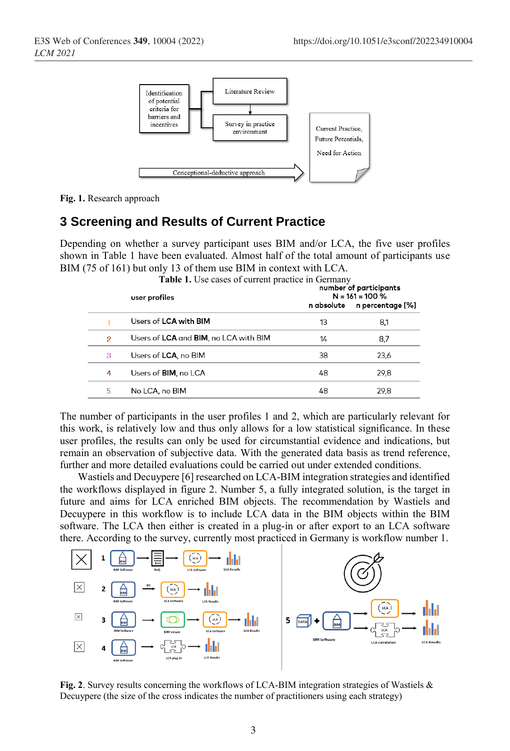**Fig. 1.** Research approach

## 3 Screening and Results of Current Practice

Depending on whether a survey participant uses BIM and/or LCA, the five user profiles shown in Table 1 have been evaluated. Almost half of the total amount of participants use BIM (75 of 161) but only 13 of them use BIM in context with LCA.

**Table 1.** Use cases of current practice in Germany

| | user profiles | number of participants N = 161 = 100 % | |
|---|---|---|---|
| | | n absolute | n percentage [%] |
| 1 | Users of **LCA with BIM** | 13 | 8,1 |
| 2 | Users of **LCA** and **BIM**, no LCA with BIM | 14 | 8,7 |
| 3 | Users of **LCA**, no BIM | 38 | 23,6 |
| 4 | Users of **BIM**, no LCA | 48 | 29,8 |
| 5 | No LCA, no BIM | 48 | 29,8 |

The number of participants in the user profiles 1 and 2, which are particularly relevant for this work, is relatively low and thus only allows for a low statistical significance. In these user profiles, the results can only be used for circumstantial evidence and indications, but remain an observation of subjective data. With the generated data basis as trend reference, further and more detailed evaluations could be carried out under extended conditions.

Wastiels and Decuypere [6] researched on LCA-BIM integration strategies and identified the workflows displayed in figure 2. Number 5, a fully integrated solution, is the target in future and aims for LCA enriched BIM objects. The recommendation by Wastiels and Decuypere in this workflow is to include LCA data in the BIM objects within the BIM software. The LCA then either is created in a plug-in or after export to an LCA software there. According to the survey, currently most practiced in Germany is workflow number 1.

**Fig. 2**. Survey results concerning the workflows of LCA-BIM integration strategies of Wastiels & Decuypere (the size of the cross indicates the number of practitioners using each strategy)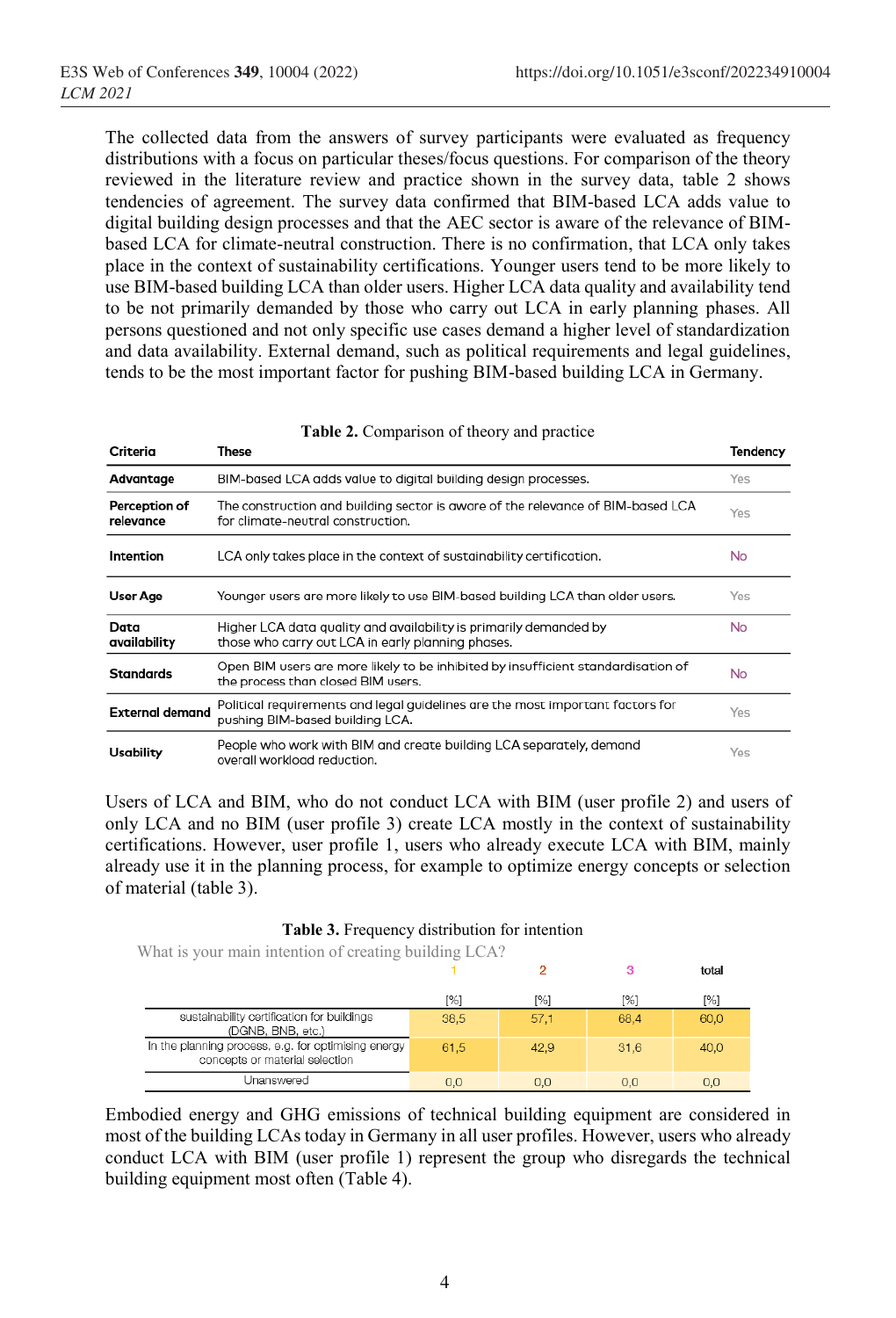The collected data from the answers of survey participants were evaluated as frequency distributions with a focus on particular theses/focus questions. For comparison of the theory reviewed in the literature review and practice shown in the survey data, table 2 shows tendencies of agreement. The survey data confirmed that BIM-based LCA adds value to digital building design processes and that the AEC sector is aware of the relevance of BIM-based LCA for climate-neutral construction. There is no confirmation, that LCA only takes place in the context of sustainability certifications. Younger users tend to be more likely to use BIM-based building LCA than older users. Higher LCA data quality and availability tend to be not primarily demanded by those who carry out LCA in early planning phases. All persons questioned and not only specific use cases demand a higher level of standardization and data availability. External demand, such as political requirements and legal guidelines, tends to be the most important factor for pushing BIM-based building LCA in Germany.

**Table 2.** Comparison of theory and practice

| Criteria | These | Tendency |
|---|---|---|
| Advantage | BIM-based LCA adds value to digital building design processes. | Yes |
| Perception of relevance | The construction and building sector is aware of the relevance of BIM-based LCA for climate-neutral construction. | Yes |
| Intention | LCA only takes place in the context of sustainability certification. | No |
| User Age | Younger users are more likely to use BIM-based building LCA than older users. | Yes |
| Data availability | Higher LCA data quality and availability is primarily demanded by those who carry out LCA in early planning phases. | No |
| Standards | Open BIM users are more likely to be inhibited by insufficient standardisation of the process than closed BIM users. | No |
| External demand | Political requirements and legal guidelines are the most important factors for pushing BIM-based building LCA. | Yes |
| Usability | People who work with BIM and create building LCA separately, demand overall workload reduction. | Yes |

Users of LCA and BIM, who do not conduct LCA with BIM (user profile 2) and users of only LCA and no BIM (user profile 3) create LCA mostly in the context of sustainability certifications. However, user profile 1, users who already execute LCA with BIM, mainly already use it in the planning process, for example to optimize energy concepts or selection of material (table 3).

**Table 3.** Frequency distribution for intention

What is your main intention of creating building LCA?

| | 1 | 2 | 3 | total |
|---|---|---|---|---|
| | [%] | [%] | [%] | [%] |
| sustainability certification for buildings (DGNB, BNB, etc.) | 38,5 | 57,1 | 68,4 | 60,0 |
| In the planning process, e.g. for optimising energy concepts or material selection | 61,5 | 42,9 | 31,6 | 40,0 |
| Unanswered | 0,0 | 0,0 | 0,0 | 0,0 |

Embodied energy and GHG emissions of technical building equipment are considered in most of the building LCAs today in Germany in all user profiles. However, users who already conduct LCA with BIM (user profile 1) represent the group who disregards the technical building equipment most often (Table 4).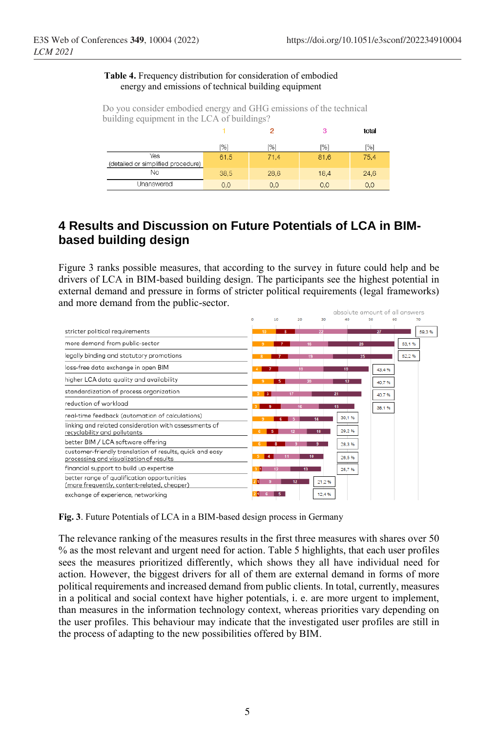**Table 4.** Frequency distribution for consideration of embodied energy and emissions of technical building equipment

Do you consider embodied energy and GHG emissions of the technical building equipment in the LCA of buildings?

| | 1 | 2 | 3 | total |
|---|---|---|---|---|
| | [%] | [%] | [%] | [%] |
| Yes (detailed or simplified procedure) | 61,5 | 71,4 | 81,6 | 75,4 |
| No | 38,5 | 28,6 | 18,4 | 24,6 |
| Unanswered | 0,0 | 0,0 | 0,0 | 0,0 |

# 4 Results and Discussion on Future Potentials of LCA in BIM-based building design

Figure 3 ranks possible measures, that according to the survey in future could help and be drivers of LCA in BIM-based building design. The participants see the highest potential in external demand and pressure in forms of stricter political requirements (legal frameworks) and more demand from the public-sector.

absolute amount of all answers

| Measure | 1 | 2 | 3 | 4 | Share |
|---|---|---|---|---|---|
| stricter political requirements | 10 | 8 | 22 | 27 | 59,3 % |
| more demand from public-sector | 9 | 7 | 16 | 28 | 53,1 % |
| legally binding and statutory promotions | 8 | 7 | 19 | 25 | 52,2 % |
| loss-free data exchange in open BIM | 4 | 7 | 19 | 19 | 43,4 % |
| higher LCA data quality and availability | 9 | 5 | 20 | 12 | 40,7 % |
| standardization of process organization | 3 | 3 | 17 | 21 | 40,7 % |
| reduction of workload | 3 | 9 | 16 | 15 | 38,1 % |
| real-time feedback (automation of calculations) | 9 | 6 | 5 | 14 | 30,1 % |
| linking and related consideration with assessments of recyclability and pollutants | 6 | 5 | 12 | 10 | 29,2 % |
| better BIM / LCA software offering | 6 | 8 | 9 | 9 | 28,3 % |
| customer-friendly translation of results, quick and easy processing and visualization of results | 5 | 4 | 11 | 10 | 26,5 % |
| financial support to build up expertise | 3 | 1 | 12 | 13 | 25,7 % |
| better range of qualification opportunities (more frequently, content-related, cheaper) | 2 | 1 | 9 | 12 | 21,2 % |
| exchange of experience, networking | 2 | 1 | 6 | 5 | 12,4 % |

**Fig. 3**. Future Potentials of LCA in a BIM-based design process in Germany

The relevance ranking of the measures results in the first three measures with shares over 50 % as the most relevant and urgent need for action. Table 5 highlights, that each user profiles sees the measures prioritized differently, which shows they all have individual need for action. However, the biggest drivers for all of them are external demand in forms of more political requirements and increased demand from public clients. In total, currently, measures in a political and social context have higher potentials, i. e. are more urgent to implement, than measures in the information technology context, whereas priorities vary depending on the user profiles. This behaviour may indicate that the investigated user profiles are still in the process of adapting to the new possibilities offered by BIM.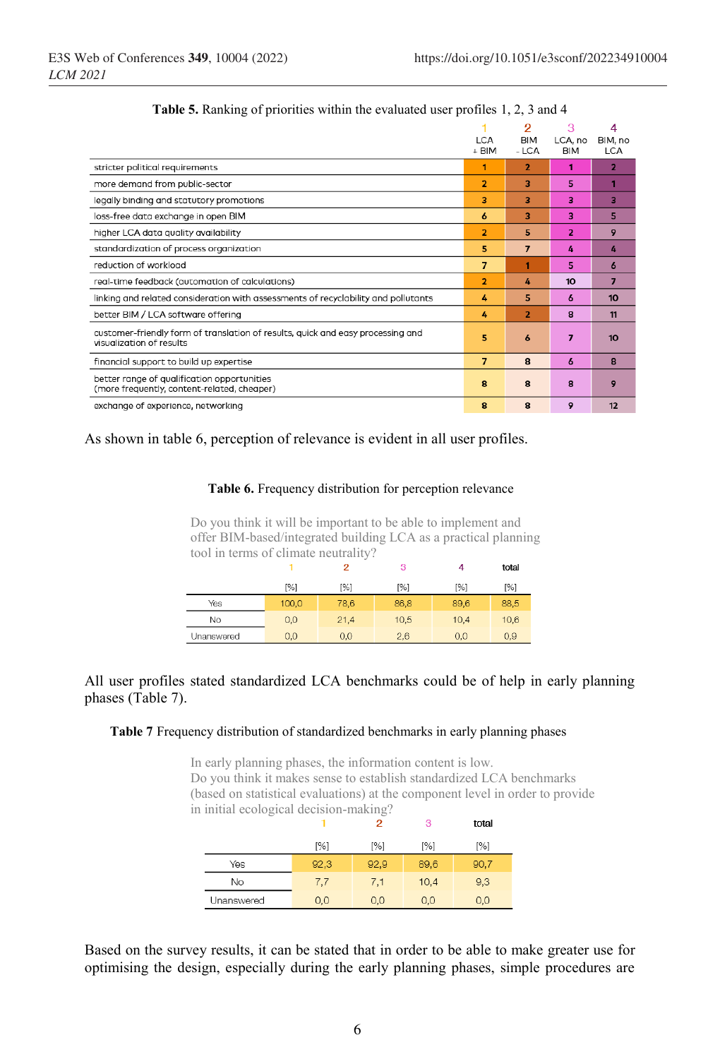**Table 5.** Ranking of priorities within the evaluated user profiles 1, 2, 3 and 4

| | 1 LCA + BIM | 2 BIM - LCA | 3 LCA, no BIM | 4 BIM, no LCA |
|---|---|---|---|---|
| stricter political requirements | 1 | 2 | 1 | 2 |
| more demand from public-sector | 2 | 3 | 5 | 1 |
| legally binding and statutory promotions | 3 | 3 | 3 | 3 |
| loss-free data exchange in open BIM | 6 | 3 | 3 | 5 |
| higher LCA data quality availability | 2 | 5 | 2 | 9 |
| standardization of process organization | 5 | 7 | 4 | 4 |
| reduction of workload | 7 | 1 | 5 | 6 |
| real-time feedback (automation of calculations) | 2 | 4 | 10 | 7 |
| linking and related consideration with assessments of recyclability and pollutants | 4 | 5 | 6 | 10 |
| better BIM / LCA software offering | 4 | 2 | 8 | 11 |
| customer-friendly form of translation of results, quick and easy processing and visualization of results | 5 | 6 | 7 | 10 |
| financial support to build up expertise | 7 | 8 | 6 | 8 |
| better range of qualification opportunities (more frequently, content-related, cheaper) | 8 | 8 | 8 | 9 |
| exchange of experience, networking | 8 | 8 | 9 | 12 |

As shown in table 6, perception of relevance is evident in all user profiles.

**Table 6.** Frequency distribution for perception relevance

Do you think it will be important to be able to implement and offer BIM-based/integrated building LCA as a practical planning tool in terms of climate neutrality?

| | 1 | 2 | 3 | 4 | total |
|---|---|---|---|---|---|
| | [%] | [%] | [%] | [%] | [%] |
| Yes | 100,0 | 78,6 | 86,8 | 89,6 | 88,5 |
| No | 0,0 | 21,4 | 10,5 | 10,4 | 10,6 |
| Unanswered | 0,0 | 0,0 | 2,6 | 0,0 | 0,9 |

All user profiles stated standardized LCA benchmarks could be of help in early planning phases (Table 7).

**Table 7** Frequency distribution of standardized benchmarks in early planning phases

In early planning phases, the information content is low.
Do you think it makes sense to establish standardized LCA benchmarks (based on statistical evaluations) at the component level in order to provide in initial ecological decision-making?

| | 1 | 2 | 3 | total |
|---|---|---|---|---|
| | [%] | [%] | [%] | [%] |
| Yes | 92,3 | 92,9 | 89,6 | 90,7 |
| No | 7,7 | 7,1 | 10,4 | 9,3 |
| Unanswered | 0,0 | 0,0 | 0,0 | 0,0 |

Based on the survey results, it can be stated that in order to be able to make greater use for optimising the design, especially during the early planning phases, simple procedures are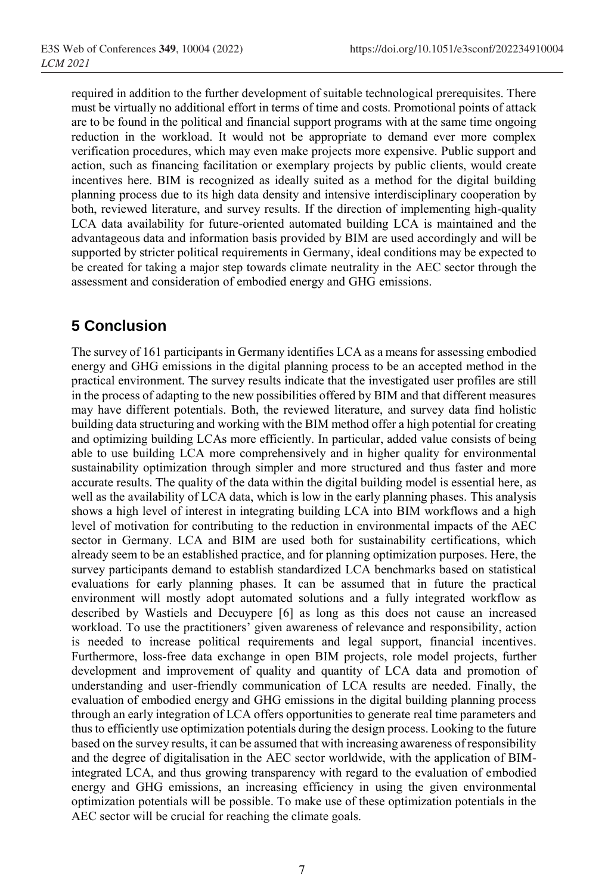required in addition to the further development of suitable technological prerequisites. There must be virtually no additional effort in terms of time and costs. Promotional points of attack are to be found in the political and financial support programs with at the same time ongoing reduction in the workload. It would not be appropriate to demand ever more complex verification procedures, which may even make projects more expensive. Public support and action, such as financing facilitation or exemplary projects by public clients, would create incentives here. BIM is recognized as ideally suited as a method for the digital building planning process due to its high data density and intensive interdisciplinary cooperation by both, reviewed literature, and survey results. If the direction of implementing high-quality LCA data availability for future-oriented automated building LCA is maintained and the advantageous data and information basis provided by BIM are used accordingly and will be supported by stricter political requirements in Germany, ideal conditions may be expected to be created for taking a major step towards climate neutrality in the AEC sector through the assessment and consideration of embodied energy and GHG emissions.

## 5 Conclusion

The survey of 161 participants in Germany identifies LCA as a means for assessing embodied energy and GHG emissions in the digital planning process to be an accepted method in the practical environment. The survey results indicate that the investigated user profiles are still in the process of adapting to the new possibilities offered by BIM and that different measures may have different potentials. Both, the reviewed literature, and survey data find holistic building data structuring and working with the BIM method offer a high potential for creating and optimizing building LCAs more efficiently. In particular, added value consists of being able to use building LCA more comprehensively and in higher quality for environmental sustainability optimization through simpler and more structured and thus faster and more accurate results. The quality of the data within the digital building model is essential here, as well as the availability of LCA data, which is low in the early planning phases. This analysis shows a high level of interest in integrating building LCA into BIM workflows and a high level of motivation for contributing to the reduction in environmental impacts of the AEC sector in Germany. LCA and BIM are used both for sustainability certifications, which already seem to be an established practice, and for planning optimization purposes. Here, the survey participants demand to establish standardized LCA benchmarks based on statistical evaluations for early planning phases. It can be assumed that in future the practical environment will mostly adopt automated solutions and a fully integrated workflow as described by Wastiels and Decuypere [6] as long as this does not cause an increased workload. To use the practitioners' given awareness of relevance and responsibility, action is needed to increase political requirements and legal support, financial incentives. Furthermore, loss-free data exchange in open BIM projects, role model projects, further development and improvement of quality and quantity of LCA data and promotion of understanding and user-friendly communication of LCA results are needed. Finally, the evaluation of embodied energy and GHG emissions in the digital building planning process through an early integration of LCA offers opportunities to generate real time parameters and thus to efficiently use optimization potentials during the design process. Looking to the future based on the survey results, it can be assumed that with increasing awareness of responsibility and the degree of digitalisation in the AEC sector worldwide, with the application of BIM-integrated LCA, and thus growing transparency with regard to the evaluation of embodied energy and GHG emissions, an increasing efficiency in using the given environmental optimization potentials will be possible. To make use of these optimization potentials in the AEC sector will be crucial for reaching the climate goals.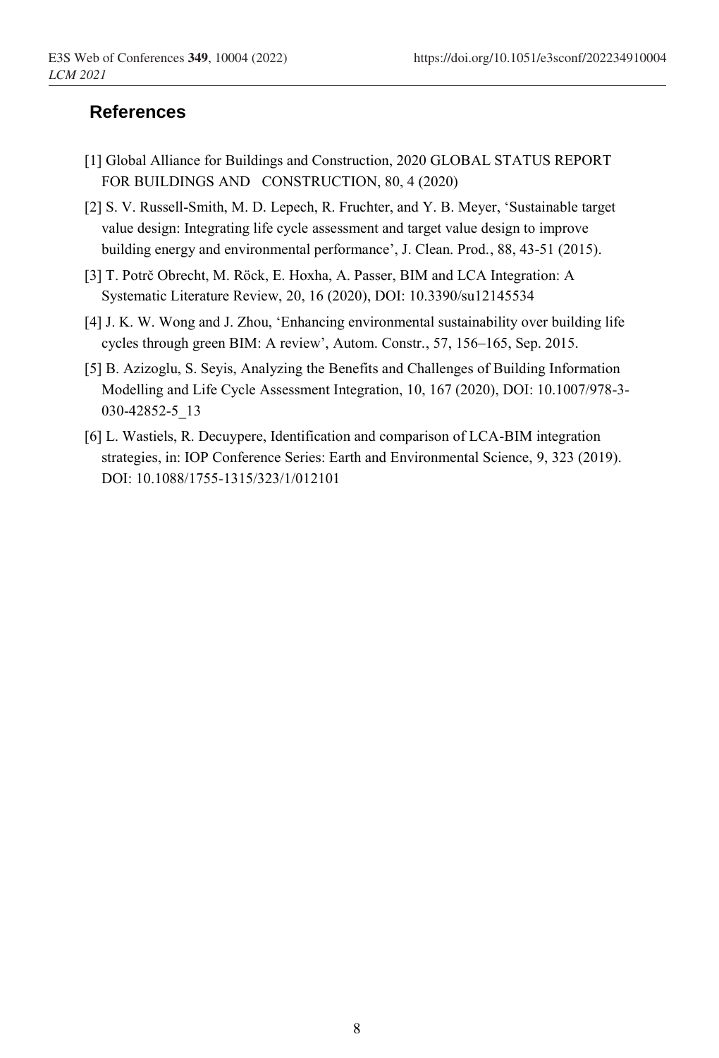## References

[1] Global Alliance for Buildings and Construction, 2020 GLOBAL STATUS REPORT FOR BUILDINGS AND CONSTRUCTION, 80, 4 (2020)

[2] S. V. Russell-Smith, M. D. Lepech, R. Fruchter, and Y. B. Meyer, 'Sustainable target value design: Integrating life cycle assessment and target value design to improve building energy and environmental performance', J. Clean. Prod., 88, 43-51 (2015).

[3] T. Potrč Obrecht, M. Röck, E. Hoxha, A. Passer, BIM and LCA Integration: A Systematic Literature Review, 20, 16 (2020), DOI: 10.3390/su12145534

[4] J. K. W. Wong and J. Zhou, 'Enhancing environmental sustainability over building life cycles through green BIM: A review', Autom. Constr., 57, 156–165, Sep. 2015.

[5] B. Azizoglu, S. Seyis, Analyzing the Benefits and Challenges of Building Information Modelling and Life Cycle Assessment Integration, 10, 167 (2020), DOI: 10.1007/978-3-030-42852-5_13

[6] L. Wastiels, R. Decuypere, Identification and comparison of LCA-BIM integration strategies, in: IOP Conference Series: Earth and Environmental Science, 9, 323 (2019). DOI: 10.1088/1755-1315/323/1/012101